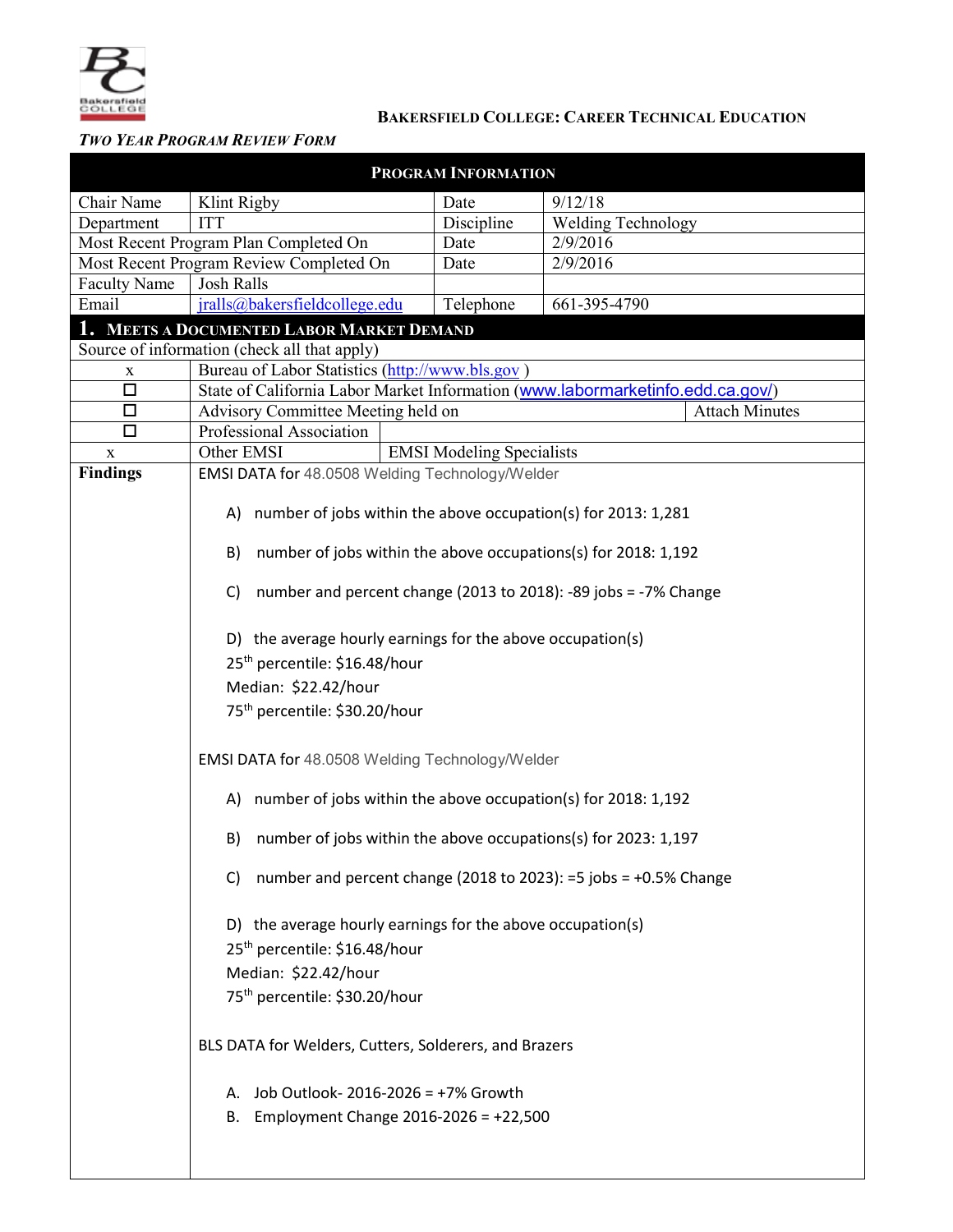**BAKERSFIELD COLLEGE: CAREER TECHNICAL EDUCATION**

***TWO YEAR PROGRAM REVIEW FORM***

| **PROGRAM INFORMATION** | | | |
|---|---|---|---|
| Chair Name | Klint Rigby | Date | 9/12/18 |
| Department | ITT | Discipline | Welding Technology |
| Most Recent Program Plan Completed On | | Date | 2/9/2016 |
| Most Recent Program Review Completed On | | Date | 2/9/2016 |
| Faculty Name | Josh Ralls | | |
| Email | jralls@bakersfieldcollege.edu | Telephone | 661-395-4790 |

## 1. MEETS A DOCUMENTED LABOR MARKET DEMAND

Source of information (check all that apply)

| | | |
|---|---|---|
| x | Bureau of Labor Statistics (http://www.bls.gov ) | |
| ☐ | State of California Labor Market Information (www.labormarketinfo.edd.ca.gov/) | |
| ☐ | Advisory Committee Meeting held on | Attach Minutes |
| ☐ | Professional Association | |
| x | Other EMSI | EMSI Modeling Specialists |

**Findings**

EMSI DATA for 48.0508 Welding Technology/Welder

A) number of jobs within the above occupation(s) for 2013: 1,281

B) number of jobs within the above occupations(s) for 2018: 1,192

C) number and percent change (2013 to 2018): -89 jobs = -7% Change

D) the average hourly earnings for the above occupation(s)
25th percentile: $16.48/hour
Median: $22.42/hour
75th percentile: $30.20/hour

EMSI DATA for 48.0508 Welding Technology/Welder

A) number of jobs within the above occupation(s) for 2018: 1,192

B) number of jobs within the above occupations(s) for 2023: 1,197

C) number and percent change (2018 to 2023): =5 jobs = +0.5% Change

D) the average hourly earnings for the above occupation(s)
25th percentile: $16.48/hour
Median: $22.42/hour
75th percentile: $30.20/hour

BLS DATA for Welders, Cutters, Solderers, and Brazers

A. Job Outlook- 2016-2026 = +7% Growth
B. Employment Change 2016-2026 = +22,500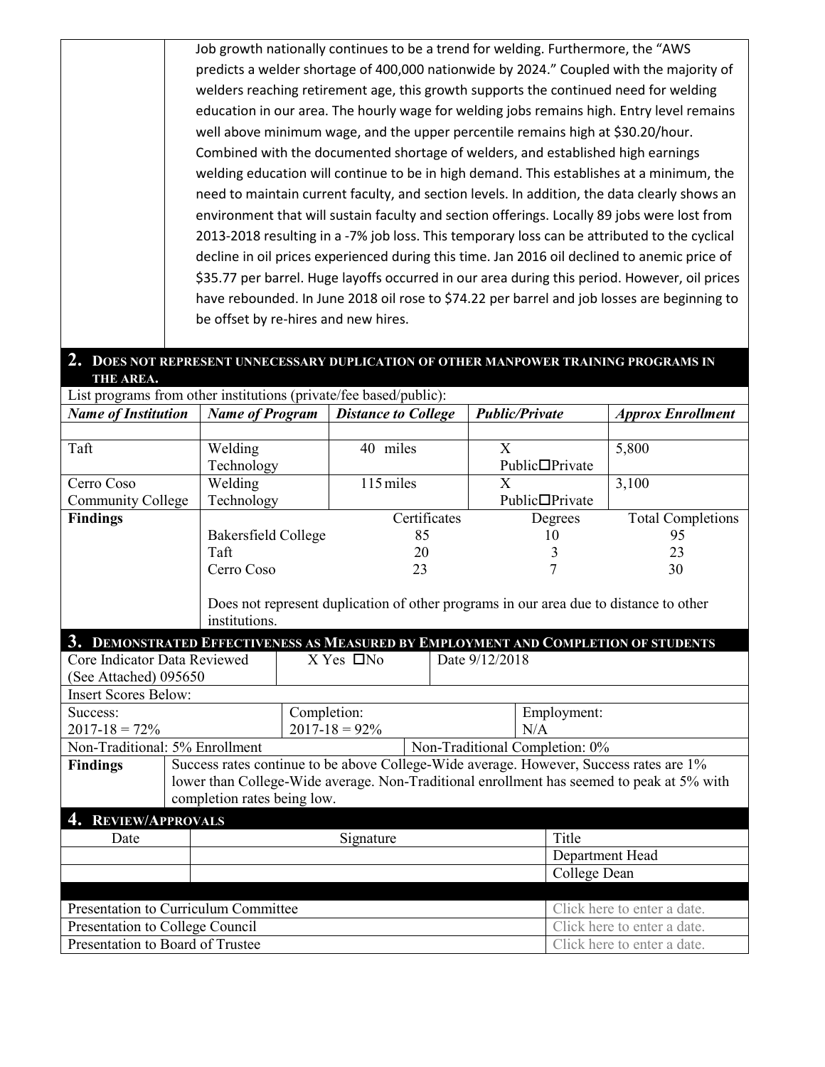| | |
|---|---|
| | Job growth nationally continues to be a trend for welding. Furthermore, the "AWS predicts a welder shortage of 400,000 nationwide by 2024." Coupled with the majority of welders reaching retirement age, this growth supports the continued need for welding education in our area. The hourly wage for welding jobs remains high. Entry level remains well above minimum wage, and the upper percentile remains high at $30.20/hour. Combined with the documented shortage of welders, and established high earnings welding education will continue to be in high demand. This establishes at a minimum, the need to maintain current faculty, and section levels. In addition, the data clearly shows an environment that will sustain faculty and section offerings. Locally 89 jobs were lost from 2013-2018 resulting in a -7% job loss. This temporary loss can be attributed to the cyclical decline in oil prices experienced during this time. Jan 2016 oil declined to anemic price of $35.77 per barrel. Huge layoffs occurred in our area during this period. However, oil prices have rebounded. In June 2018 oil rose to $74.22 per barrel and job losses are beginning to be offset by re-hires and new hires. |

## 2. Does not represent unnecessary duplication of other manpower training programs in the area.

List programs from other institutions (private/fee based/public):

| *Name of Institution* | *Name of Program* | *Distance to College* | *Public/Private* | *Approx Enrollment* |
|---|---|---|---|---|
| | | | | |
| Taft | Welding Technology | 40 miles | X Public☐Private | 5,800 |
| Cerro Coso Community College | Welding Technology | 115 miles | X Public☐Private | 3,100 |
| **Findings** | | Certificates | Degrees | Total Completions |
| | Bakersfield College | 85 | 10 | 95 |
| | Taft | 20 | 3 | 23 |
| | Cerro Coso | 23 | 7 | 30 |
| | Does not represent duplication of other programs in our area due to distance to other institutions. | | | |

## 3. Demonstrated Effectiveness as Measured by Employment and Completion of Students

| | | |
|---|---|---|
| Core Indicator Data Reviewed (See Attached) 095650 | X Yes ☐No | Date 9/12/2018 |
| Insert Scores Below: | | |
| Success: 2017-18 = 72% | Completion: 2017-18 = 92% | Employment: N/A |
| Non-Traditional: 5% Enrollment | | Non-Traditional Completion: 0% |
| **Findings** | Success rates continue to be above College-Wide average. However, Success rates are 1% lower than College-Wide average. Non-Traditional enrollment has seemed to peak at 5% with completion rates being low. | |

## 4. Review/Approvals

| Date | Signature | Title |
|---|---|---|
| | | Department Head |
| | | College Dean |

| | |
|---|---|
| Presentation to Curriculum Committee | Click here to enter a date. |
| Presentation to College Council | Click here to enter a date. |
| Presentation to Board of Trustee | Click here to enter a date. |